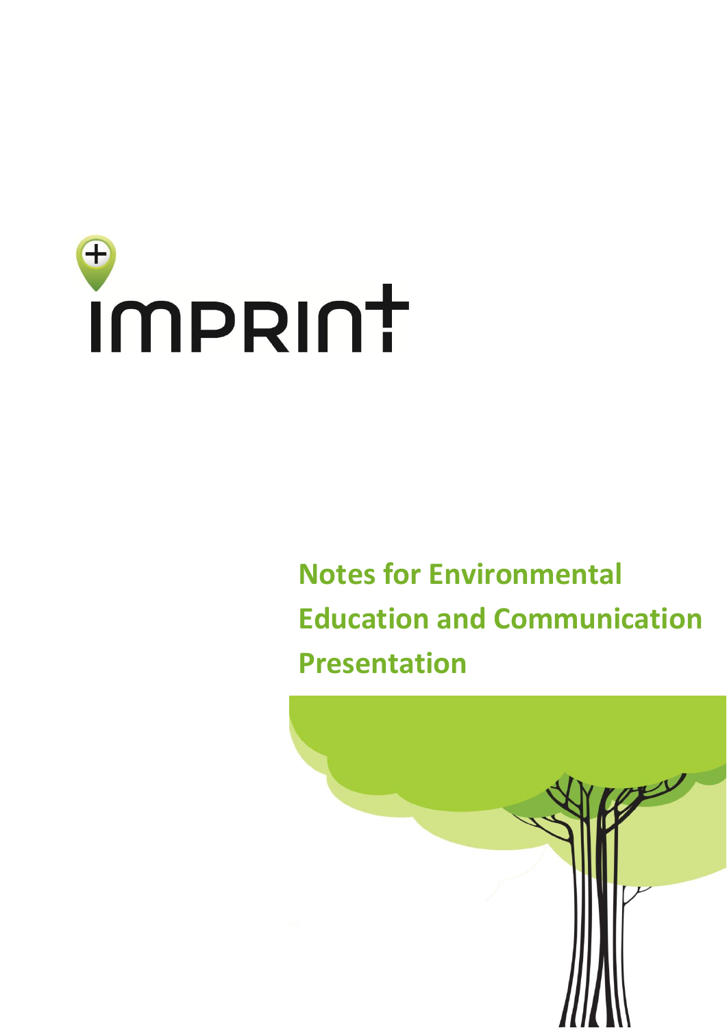IMPRINT

# Notes for Environmental Education and Communication Presentation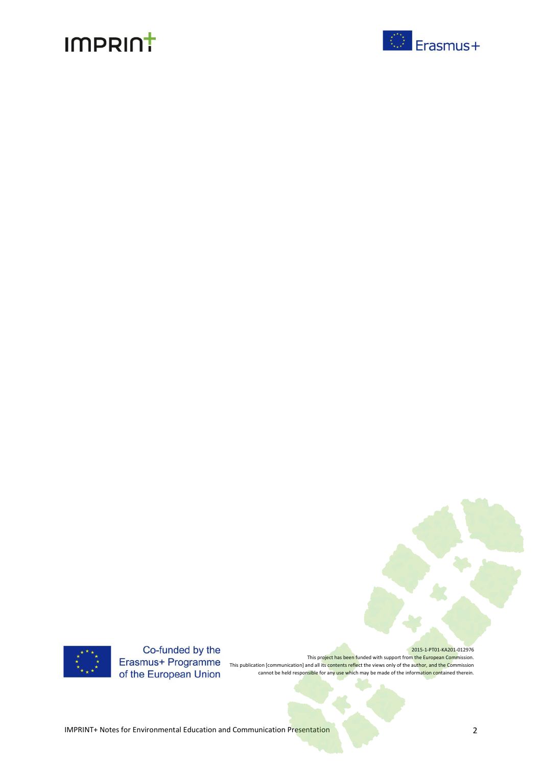Co-funded by the Erasmus+ Programme of the European Union

2015-1-PT01-KA201-012976

This project has been funded with support from the European Commission.
This publication [communication] and all its contents reflect the views only of the author, and the Commission cannot be held responsible for any use which may be made of the information contained therein.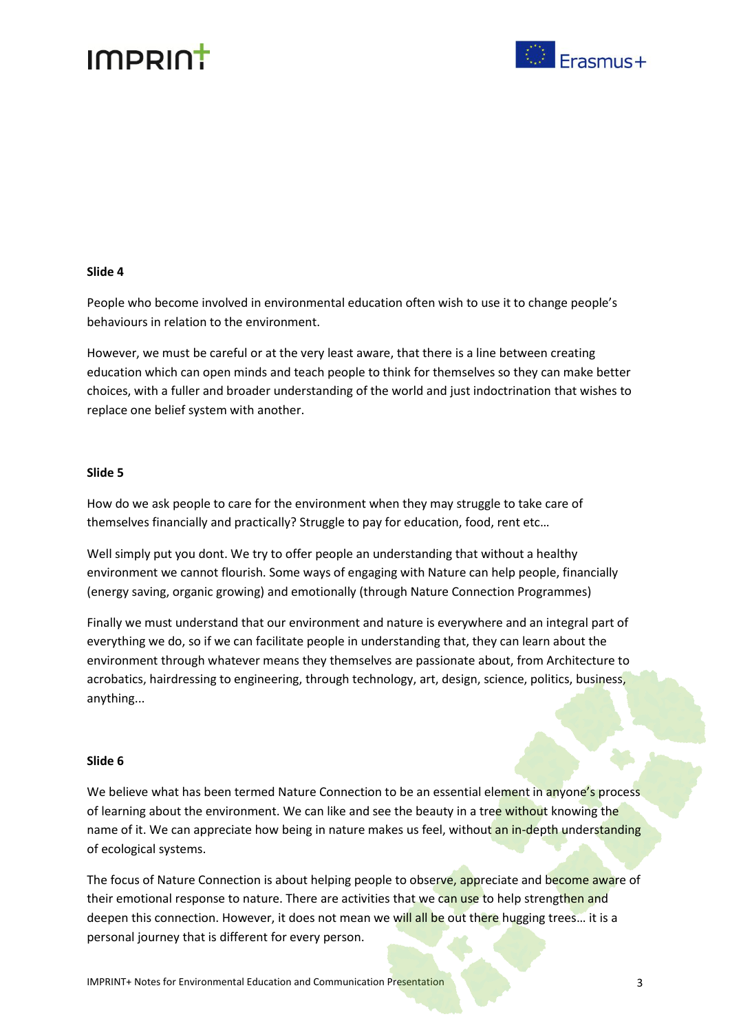**Slide 4**

People who become involved in environmental education often wish to use it to change people's behaviours in relation to the environment.

However, we must be careful or at the very least aware, that there is a line between creating education which can open minds and teach people to think for themselves so they can make better choices, with a fuller and broader understanding of the world and just indoctrination that wishes to replace one belief system with another.

**Slide 5**

How do we ask people to care for the environment when they may struggle to take care of themselves financially and practically? Struggle to pay for education, food, rent etc…

Well simply put you dont. We try to offer people an understanding that without a healthy environment we cannot flourish. Some ways of engaging with Nature can help people, financially (energy saving, organic growing) and emotionally (through Nature Connection Programmes)

Finally we must understand that our environment and nature is everywhere and an integral part of everything we do, so if we can facilitate people in understanding that, they can learn about the environment through whatever means they themselves are passionate about, from Architecture to acrobatics, hairdressing to engineering, through technology, art, design, science, politics, business, anything...

**Slide 6**

We believe what has been termed Nature Connection to be an essential element in anyone's process of learning about the environment. We can like and see the beauty in a tree without knowing the name of it. We can appreciate how being in nature makes us feel, without an in-depth understanding of ecological systems.

The focus of Nature Connection is about helping people to observe, appreciate and become aware of their emotional response to nature. There are activities that we can use to help strengthen and deepen this connection. However, it does not mean we will all be out there hugging trees… it is a personal journey that is different for every person.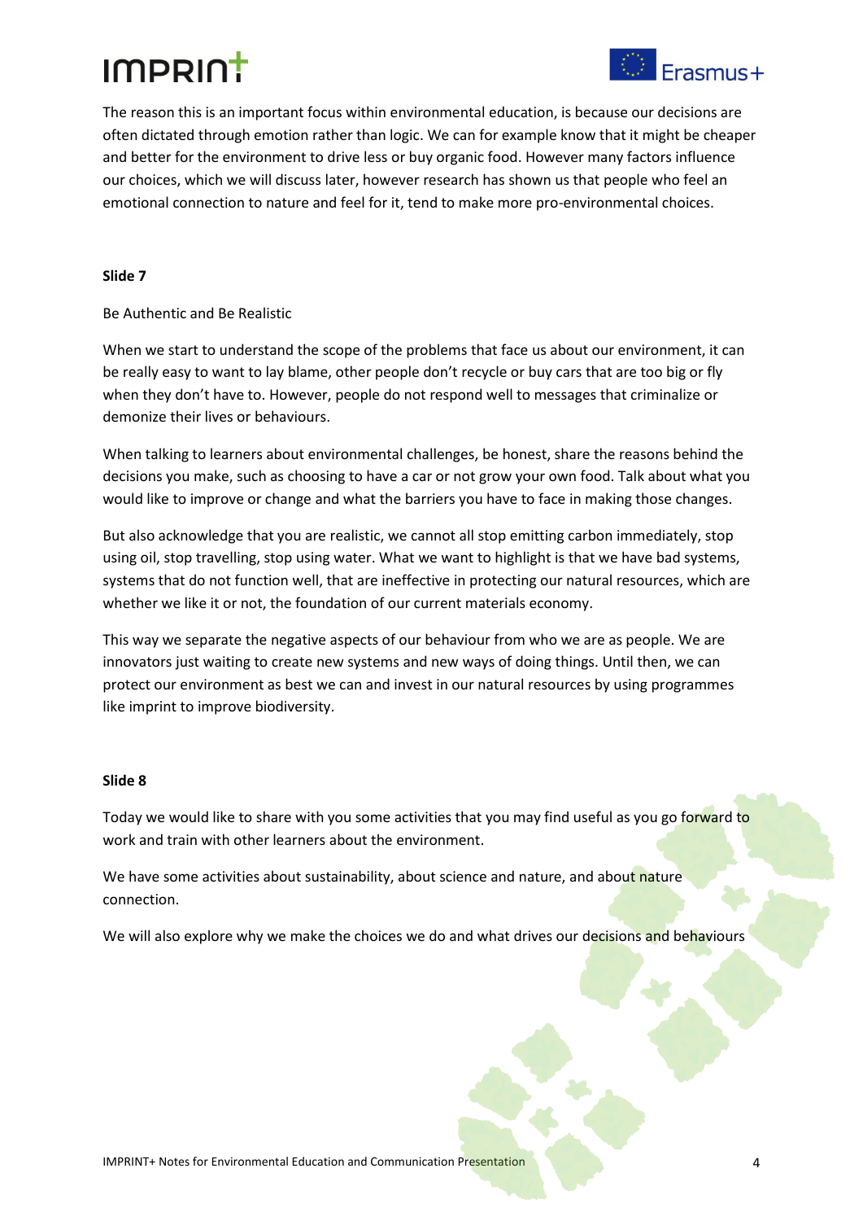The reason this is an important focus within environmental education, is because our decisions are often dictated through emotion rather than logic. We can for example know that it might be cheaper and better for the environment to drive less or buy organic food. However many factors influence our choices, which we will discuss later, however research has shown us that people who feel an emotional connection to nature and feel for it, tend to make more pro-environmental choices.

**Slide 7**

Be Authentic and Be Realistic

When we start to understand the scope of the problems that face us about our environment, it can be really easy to want to lay blame, other people don't recycle or buy cars that are too big or fly when they don't have to. However, people do not respond well to messages that criminalize or demonize their lives or behaviours.

When talking to learners about environmental challenges, be honest, share the reasons behind the decisions you make, such as choosing to have a car or not grow your own food. Talk about what you would like to improve or change and what the barriers you have to face in making those changes.

But also acknowledge that you are realistic, we cannot all stop emitting carbon immediately, stop using oil, stop travelling, stop using water. What we want to highlight is that we have bad systems, systems that do not function well, that are ineffective in protecting our natural resources, which are whether we like it or not, the foundation of our current materials economy.

This way we separate the negative aspects of our behaviour from who we are as people. We are innovators just waiting to create new systems and new ways of doing things. Until then, we can protect our environment as best we can and invest in our natural resources by using programmes like imprint to improve biodiversity.

**Slide 8**

Today we would like to share with you some activities that you may find useful as you go forward to work and train with other learners about the environment.

We have some activities about sustainability, about science and nature, and about nature connection.

We will also explore why we make the choices we do and what drives our decisions and behaviours